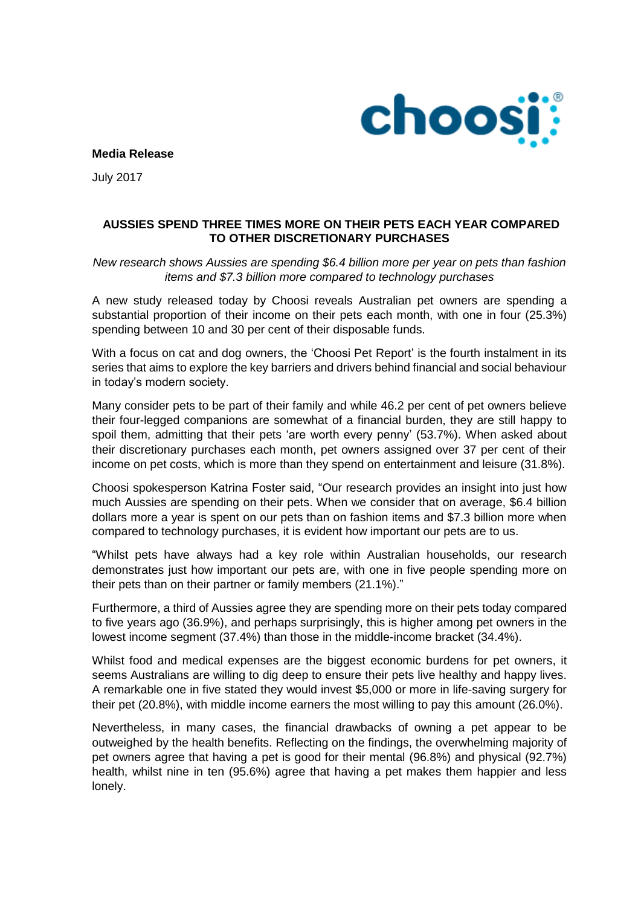**Media Release**

July 2017

## AUSSIES SPEND THREE TIMES MORE ON THEIR PETS EACH YEAR COMPARED TO OTHER DISCRETIONARY PURCHASES

*New research shows Aussies are spending $6.4 billion more per year on pets than fashion items and $7.3 billion more compared to technology purchases*

A new study released today by Choosi reveals Australian pet owners are spending a substantial proportion of their income on their pets each month, with one in four (25.3%) spending between 10 and 30 per cent of their disposable funds.

With a focus on cat and dog owners, the 'Choosi Pet Report' is the fourth instalment in its series that aims to explore the key barriers and drivers behind financial and social behaviour in today's modern society.

Many consider pets to be part of their family and while 46.2 per cent of pet owners believe their four-legged companions are somewhat of a financial burden, they are still happy to spoil them, admitting that their pets 'are worth every penny' (53.7%). When asked about their discretionary purchases each month, pet owners assigned over 37 per cent of their income on pet costs, which is more than they spend on entertainment and leisure (31.8%).

Choosi spokesperson Katrina Foster said, "Our research provides an insight into just how much Aussies are spending on their pets. When we consider that on average, $6.4 billion dollars more a year is spent on our pets than on fashion items and $7.3 billion more when compared to technology purchases, it is evident how important our pets are to us.

"Whilst pets have always had a key role within Australian households, our research demonstrates just how important our pets are, with one in five people spending more on their pets than on their partner or family members (21.1%)."

Furthermore, a third of Aussies agree they are spending more on their pets today compared to five years ago (36.9%), and perhaps surprisingly, this is higher among pet owners in the lowest income segment (37.4%) than those in the middle-income bracket (34.4%).

Whilst food and medical expenses are the biggest economic burdens for pet owners, it seems Australians are willing to dig deep to ensure their pets live healthy and happy lives. A remarkable one in five stated they would invest $5,000 or more in life-saving surgery for their pet (20.8%), with middle income earners the most willing to pay this amount (26.0%).

Nevertheless, in many cases, the financial drawbacks of owning a pet appear to be outweighed by the health benefits. Reflecting on the findings, the overwhelming majority of pet owners agree that having a pet is good for their mental (96.8%) and physical (92.7%) health, whilst nine in ten (95.6%) agree that having a pet makes them happier and less lonely.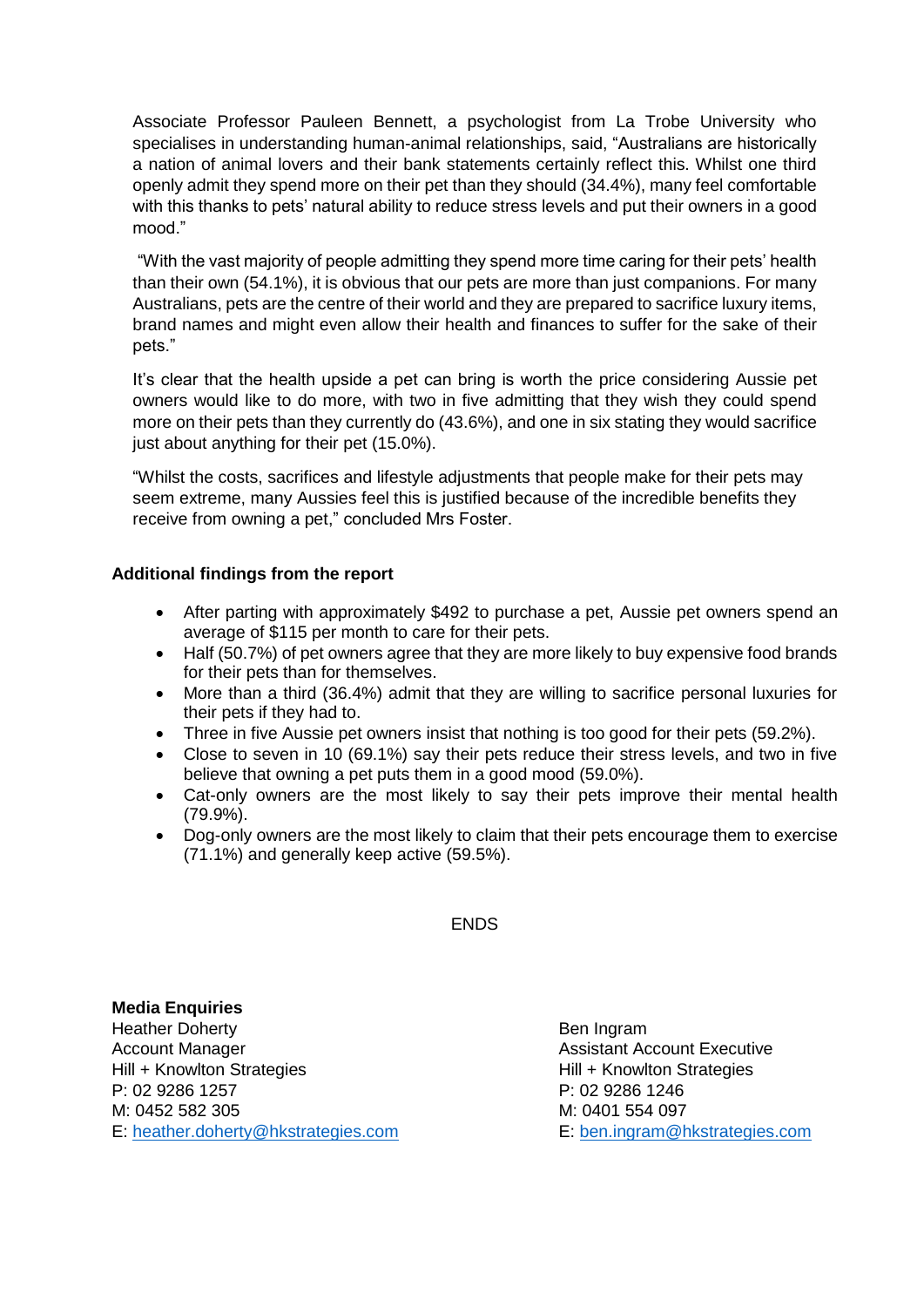Associate Professor Pauleen Bennett, a psychologist from La Trobe University who specialises in understanding human-animal relationships, said, "Australians are historically a nation of animal lovers and their bank statements certainly reflect this. Whilst one third openly admit they spend more on their pet than they should (34.4%), many feel comfortable with this thanks to pets' natural ability to reduce stress levels and put their owners in a good mood."

"With the vast majority of people admitting they spend more time caring for their pets' health than their own (54.1%), it is obvious that our pets are more than just companions. For many Australians, pets are the centre of their world and they are prepared to sacrifice luxury items, brand names and might even allow their health and finances to suffer for the sake of their pets."

It's clear that the health upside a pet can bring is worth the price considering Aussie pet owners would like to do more, with two in five admitting that they wish they could spend more on their pets than they currently do (43.6%), and one in six stating they would sacrifice just about anything for their pet (15.0%).

"Whilst the costs, sacrifices and lifestyle adjustments that people make for their pets may seem extreme, many Aussies feel this is justified because of the incredible benefits they receive from owning a pet," concluded Mrs Foster.

**Additional findings from the report**

- After parting with approximately $492 to purchase a pet, Aussie pet owners spend an average of $115 per month to care for their pets.
- Half (50.7%) of pet owners agree that they are more likely to buy expensive food brands for their pets than for themselves.
- More than a third (36.4%) admit that they are willing to sacrifice personal luxuries for their pets if they had to.
- Three in five Aussie pet owners insist that nothing is too good for their pets (59.2%).
- Close to seven in 10 (69.1%) say their pets reduce their stress levels, and two in five believe that owning a pet puts them in a good mood (59.0%).
- Cat-only owners are the most likely to say their pets improve their mental health (79.9%).
- Dog-only owners are the most likely to claim that their pets encourage them to exercise (71.1%) and generally keep active (59.5%).

ENDS

**Media Enquiries**

Heather Doherty
Account Manager
Hill + Knowlton Strategies
P: 02 9286 1257
M: 0452 582 305
E: heather.doherty@hkstrategies.com

Ben Ingram
Assistant Account Executive
Hill + Knowlton Strategies
P: 02 9286 1246
M: 0401 554 097
E: ben.ingram@hkstrategies.com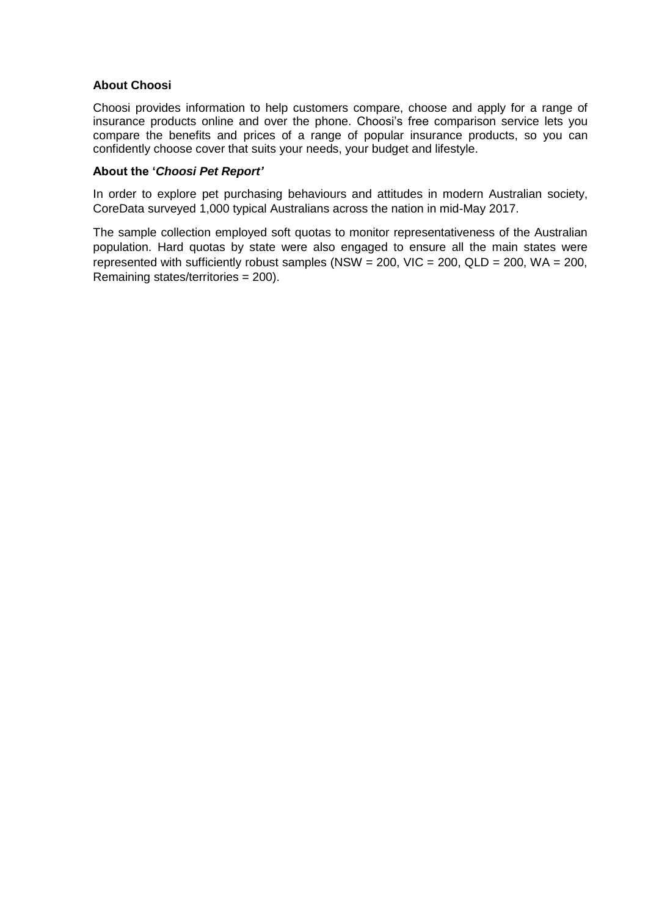**About Choosi**

Choosi provides information to help customers compare, choose and apply for a range of insurance products online and over the phone. Choosi's free comparison service lets you compare the benefits and prices of a range of popular insurance products, so you can confidently choose cover that suits your needs, your budget and lifestyle.

**About the '*Choosi Pet Report'***

In order to explore pet purchasing behaviours and attitudes in modern Australian society, CoreData surveyed 1,000 typical Australians across the nation in mid-May 2017.

The sample collection employed soft quotas to monitor representativeness of the Australian population. Hard quotas by state were also engaged to ensure all the main states were represented with sufficiently robust samples (NSW = 200, VIC = 200, QLD = 200, WA = 200, Remaining states/territories = 200).